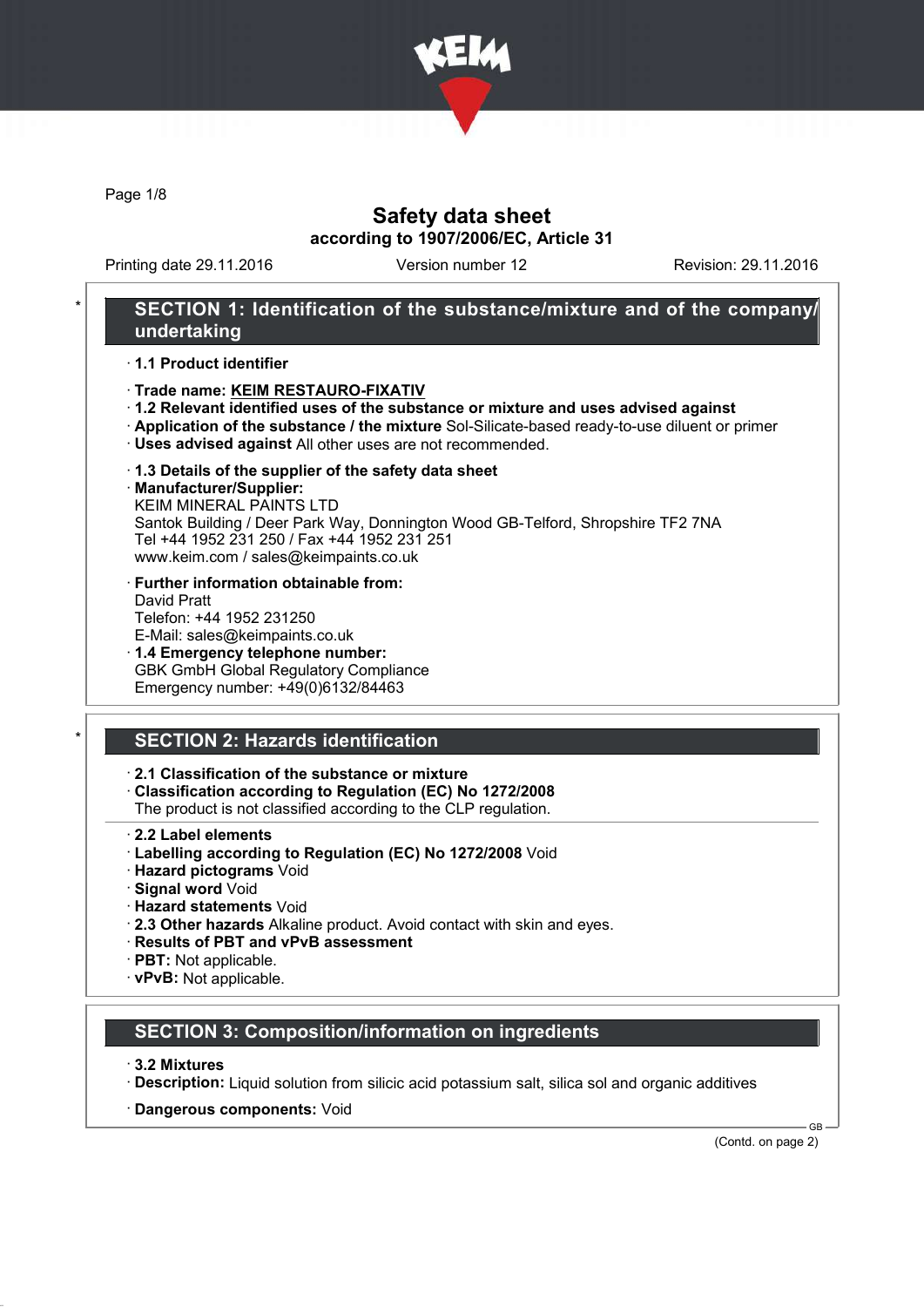# Safety data sheet
## according to 1907/2006/EC, Article 31

Printing date 29.11.2016 | Version number 12 | Revision: 29.11.2016

## * SECTION 1: Identification of the substance/mixture and of the company/undertaking

· **1.1 Product identifier**

· **Trade name: KEIM RESTAURO-FIXATIV**
· **1.2 Relevant identified uses of the substance or mixture and uses advised against**
· **Application of the substance / the mixture** Sol-Silicate-based ready-to-use diluent or primer
· **Uses advised against** All other uses are not recommended.

· **1.3 Details of the supplier of the safety data sheet**
· **Manufacturer/Supplier:**
KEIM MINERAL PAINTS LTD
Santok Building / Deer Park Way, Donnington Wood GB-Telford, Shropshire TF2 7NA
Tel +44 1952 231 250 / Fax +44 1952 231 251
www.keim.com / sales@keimpaints.co.uk

· **Further information obtainable from:**
David Pratt
Telefon: +44 1952 231250
E-Mail: sales@keimpaints.co.uk
· **1.4 Emergency telephone number:**
GBK GmbH Global Regulatory Compliance
Emergency number: +49(0)6132/84463

## * SECTION 2: Hazards identification

· **2.1 Classification of the substance or mixture**
· **Classification according to Regulation (EC) No 1272/2008**
The product is not classified according to the CLP regulation.

· **2.2 Label elements**
· **Labelling according to Regulation (EC) No 1272/2008** Void
· **Hazard pictograms** Void
· **Signal word** Void
· **Hazard statements** Void
· **2.3 Other hazards** Alkaline product. Avoid contact with skin and eyes.
· **Results of PBT and vPvB assessment**
· **PBT:** Not applicable.
· **vPvB:** Not applicable.

## SECTION 3: Composition/information on ingredients

· **3.2 Mixtures**
· **Description:** Liquid solution from silicic acid potassium salt, silica sol and organic additives

· **Dangerous components:** Void

(Contd. on page 2)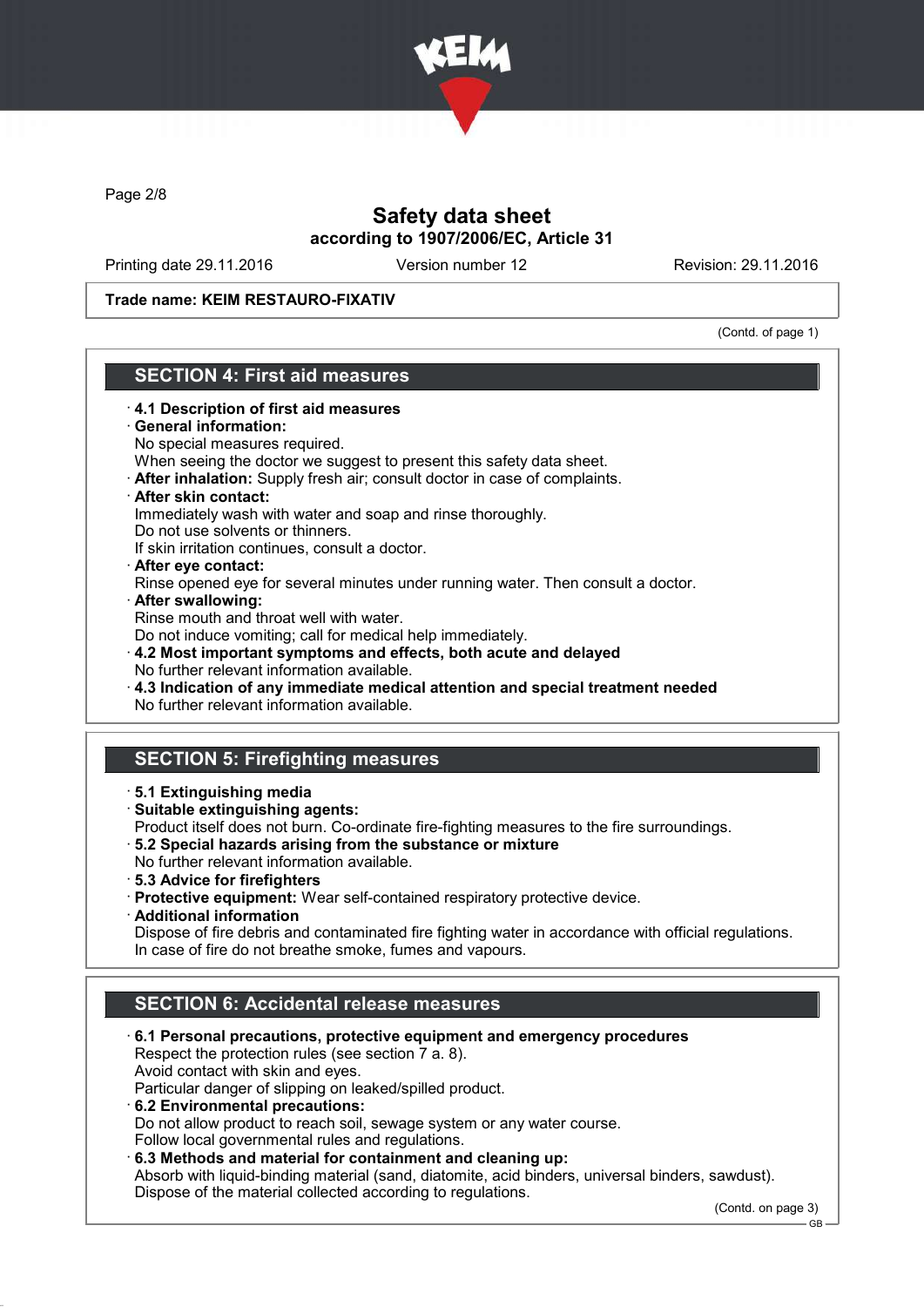**Trade name: KEIM RESTAURO-FIXATIV**

(Contd. of page 1)

## SECTION 4: First aid measures

- **4.1 Description of first aid measures**
- **General information:**
  No special measures required.
  When seeing the doctor we suggest to present this safety data sheet.
- **After inhalation:** Supply fresh air; consult doctor in case of complaints.
- **After skin contact:**
  Immediately wash with water and soap and rinse thoroughly.
  Do not use solvents or thinners.
  If skin irritation continues, consult a doctor.
- **After eye contact:**
  Rinse opened eye for several minutes under running water. Then consult a doctor.
- **After swallowing:**
  Rinse mouth and throat well with water.
  Do not induce vomiting; call for medical help immediately.
- **4.2 Most important symptoms and effects, both acute and delayed**
  No further relevant information available.
- **4.3 Indication of any immediate medical attention and special treatment needed**
  No further relevant information available.

## SECTION 5: Firefighting measures

- **5.1 Extinguishing media**
- **Suitable extinguishing agents:**
  Product itself does not burn. Co-ordinate fire-fighting measures to the fire surroundings.
- **5.2 Special hazards arising from the substance or mixture**
  No further relevant information available.
- **5.3 Advice for firefighters**
- **Protective equipment:** Wear self-contained respiratory protective device.
- **Additional information**
  Dispose of fire debris and contaminated fire fighting water in accordance with official regulations.
  In case of fire do not breathe smoke, fumes and vapours.

## SECTION 6: Accidental release measures

- **6.1 Personal precautions, protective equipment and emergency procedures**
  Respect the protection rules (see section 7 a. 8).
  Avoid contact with skin and eyes.
  Particular danger of slipping on leaked/spilled product.
- **6.2 Environmental precautions:**
  Do not allow product to reach soil, sewage system or any water course.
  Follow local governmental rules and regulations.
- **6.3 Methods and material for containment and cleaning up:**
  Absorb with liquid-binding material (sand, diatomite, acid binders, universal binders, sawdust).
  Dispose of the material collected according to regulations.

(Contd. on page 3)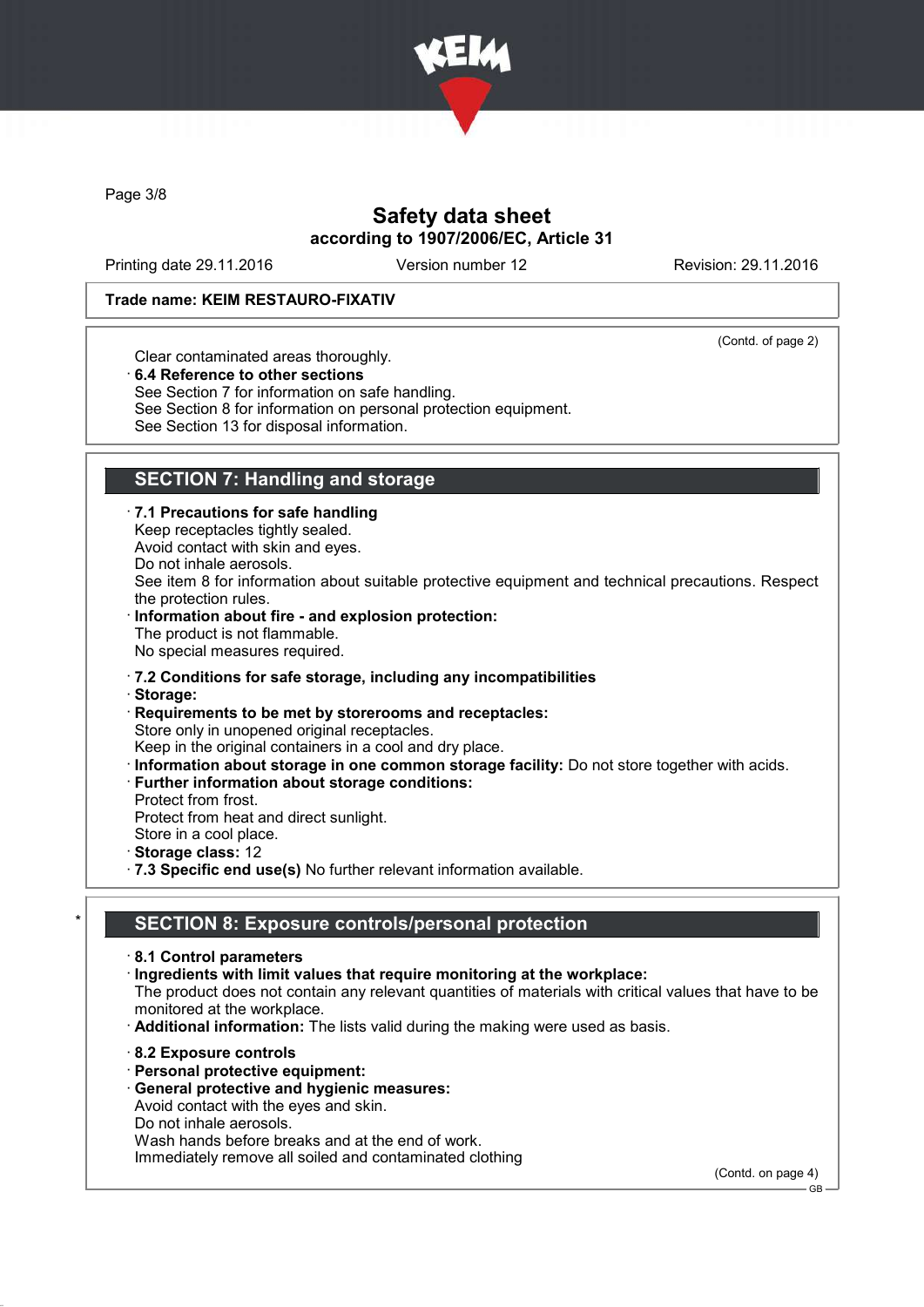**Trade name: KEIM RESTAURO-FIXATIV**

(Contd. of page 2)

Clear contaminated areas thoroughly.

· **6.4 Reference to other sections**
See Section 7 for information on safe handling.
See Section 8 for information on personal protection equipment.
See Section 13 for disposal information.

## SECTION 7: Handling and storage

· **7.1 Precautions for safe handling**
Keep receptacles tightly sealed.
Avoid contact with skin and eyes.
Do not inhale aerosols.
See item 8 for information about suitable protective equipment and technical precautions. Respect the protection rules.

· **Information about fire - and explosion protection:**
The product is not flammable.
No special measures required.

· **7.2 Conditions for safe storage, including any incompatibilities**
· **Storage:**
· **Requirements to be met by storerooms and receptacles:**
Store only in unopened original receptacles.
Keep in the original containers in a cool and dry place.
· **Information about storage in one common storage facility:** Do not store together with acids.
· **Further information about storage conditions:**
Protect from frost.
Protect from heat and direct sunlight.
Store in a cool place.
· **Storage class:** 12
· **7.3 Specific end use(s)** No further relevant information available.

## * SECTION 8: Exposure controls/personal protection

· **8.1 Control parameters**
· **Ingredients with limit values that require monitoring at the workplace:**
The product does not contain any relevant quantities of materials with critical values that have to be monitored at the workplace.
· **Additional information:** The lists valid during the making were used as basis.

· **8.2 Exposure controls**
· **Personal protective equipment:**
· **General protective and hygienic measures:**
Avoid contact with the eyes and skin.
Do not inhale aerosols.
Wash hands before breaks and at the end of work.
Immediately remove all soiled and contaminated clothing

(Contd. on page 4)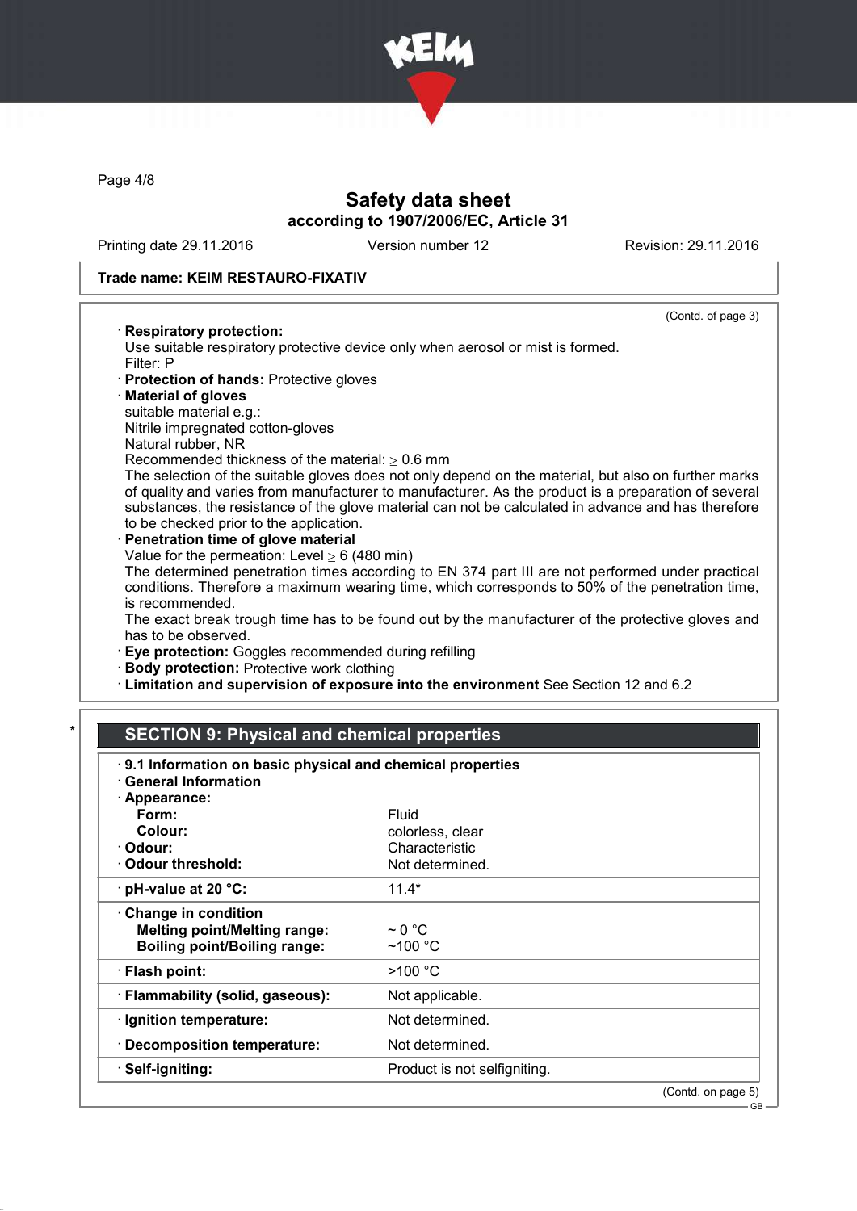(Contd. of page 3)

· **Respiratory protection:**
Use suitable respiratory protective device only when aerosol or mist is formed.
Filter: P
· **Protection of hands:** Protective gloves
· **Material of gloves**
suitable material e.g.:
Nitrile impregnated cotton-gloves
Natural rubber, NR
Recommended thickness of the material: ≥ 0.6 mm
The selection of the suitable gloves does not only depend on the material, but also on further marks of quality and varies from manufacturer to manufacturer. As the product is a preparation of several substances, the resistance of the glove material can not be calculated in advance and has therefore to be checked prior to the application.
· **Penetration time of glove material**
Value for the permeation: Level ≥ 6 (480 min)
The determined penetration times according to EN 374 part III are not performed under practical conditions. Therefore a maximum wearing time, which corresponds to 50% of the penetration time, is recommended.
The exact break trough time has to be found out by the manufacturer of the protective gloves and has to be observed.
· **Eye protection:** Goggles recommended during refilling
· **Body protection:** Protective work clothing
· **Limitation and supervision of exposure into the environment** See Section 12 and 6.2

\*

## SECTION 9: Physical and chemical properties

· **9.1 Information on basic physical and chemical properties**
· **General Information**

| | |
|---|---|
| · **Appearance:** | |
| **Form:** | Fluid |
| **Colour:** | colorless, clear |
| · **Odour:** | Characteristic |
| · **Odour threshold:** | Not determined. |
| · **pH-value at 20 °C:** | 11.4* |
| · **Change in condition** | |
| **Melting point/Melting range:** | ~ 0 °C |
| **Boiling point/Boiling range:** | ~100 °C |
| · **Flash point:** | >100 °C |
| · **Flammability (solid, gaseous):** | Not applicable. |
| · **Ignition temperature:** | Not determined. |
| · **Decomposition temperature:** | Not determined. |
| · **Self-igniting:** | Product is not selfigniting. |

(Contd. on page 5)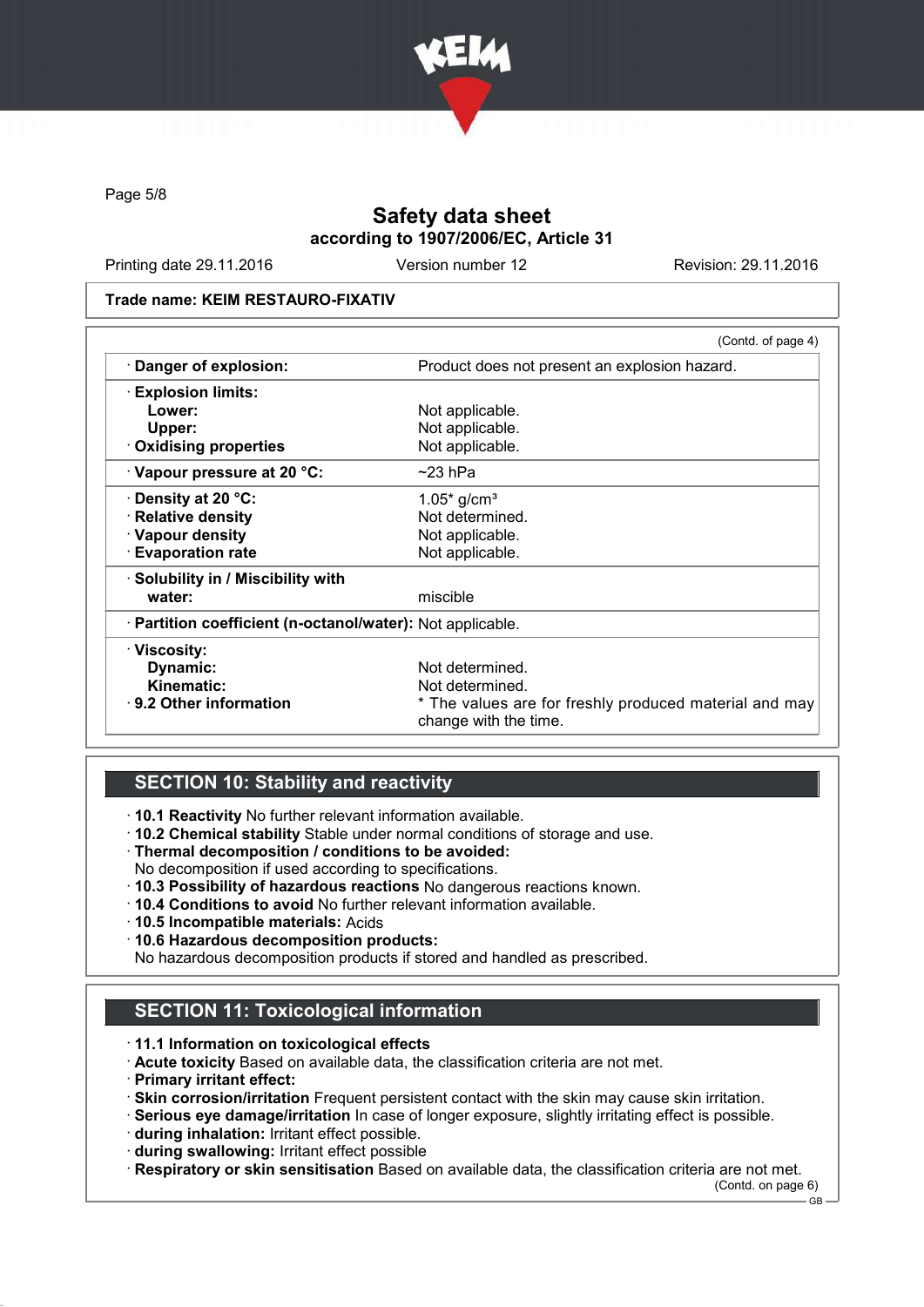Trade name: KEIM RESTAURO-FIXATIV

(Contd. of page 4)

| | |
|---|---|
| · **Danger of explosion:** | Product does not present an explosion hazard. |
| · **Explosion limits:** | |
| **Lower:** | Not applicable. |
| **Upper:** | Not applicable. |
| · **Oxidising properties** | Not applicable. |
| · **Vapour pressure at 20 °C:** | ~23 hPa |
| · **Density at 20 °C:** | 1.05* g/cm³ |
| · **Relative density** | Not determined. |
| · **Vapour density** | Not applicable. |
| · **Evaporation rate** | Not applicable. |
| · **Solubility in / Miscibility with** | |
| **water:** | miscible |
| · **Partition coefficient (n-octanol/water):** | Not applicable. |
| · **Viscosity:** | |
| **Dynamic:** | Not determined. |
| **Kinematic:** | Not determined. |
| · **9.2 Other information** | * The values are for freshly produced material and may change with the time. |

## SECTION 10: Stability and reactivity

- **10.1 Reactivity** No further relevant information available.
- **10.2 Chemical stability** Stable under normal conditions of storage and use.
- **Thermal decomposition / conditions to be avoided:**
  No decomposition if used according to specifications.
- **10.3 Possibility of hazardous reactions** No dangerous reactions known.
- **10.4 Conditions to avoid** No further relevant information available.
- **10.5 Incompatible materials:** Acids
- **10.6 Hazardous decomposition products:**
  No hazardous decomposition products if stored and handled as prescribed.

## SECTION 11: Toxicological information

- **11.1 Information on toxicological effects**
- **Acute toxicity** Based on available data, the classification criteria are not met.
- **Primary irritant effect:**
- **Skin corrosion/irritation** Frequent persistent contact with the skin may cause skin irritation.
- **Serious eye damage/irritation** In case of longer exposure, slightly irritating effect is possible.
- **during inhalation:** Irritant effect possible.
- **during swallowing:** Irritant effect possible
- **Respiratory or skin sensitisation** Based on available data, the classification criteria are not met.

(Contd. on page 6)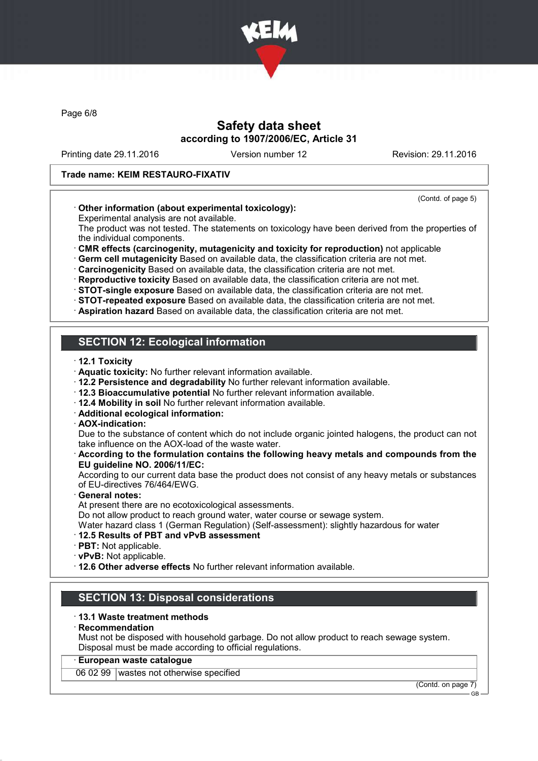Safety data sheet
according to 1907/2006/EC, Article 31

Printing date 29.11.2016 | Version number 12 | Revision: 29.11.2016

**Trade name: KEIM RESTAURO-FIXATIV**

(Contd. of page 5)

· **Other information (about experimental toxicology):**
Experimental analysis are not available.
The product was not tested. The statements on toxicology have been derived from the properties of the individual components.
· **CMR effects (carcinogenity, mutagenicity and toxicity for reproduction)** not applicable
· **Germ cell mutagenicity** Based on available data, the classification criteria are not met.
· **Carcinogenicity** Based on available data, the classification criteria are not met.
· **Reproductive toxicity** Based on available data, the classification criteria are not met.
· **STOT-single exposure** Based on available data, the classification criteria are not met.
· **STOT-repeated exposure** Based on available data, the classification criteria are not met.
· **Aspiration hazard** Based on available data, the classification criteria are not met.

## SECTION 12: Ecological information

· **12.1 Toxicity**
· **Aquatic toxicity:** No further relevant information available.
· **12.2 Persistence and degradability** No further relevant information available.
· **12.3 Bioaccumulative potential** No further relevant information available.
· **12.4 Mobility in soil** No further relevant information available.
· **Additional ecological information:**
· **AOX-indication:**
Due to the substance of content which do not include organic jointed halogens, the product can not take influence on the AOX-load of the waste water.
· **According to the formulation contains the following heavy metals and compounds from the EU guideline NO. 2006/11/EC:**
According to our current data base the product does not consist of any heavy metals or substances of EU-directives 76/464/EWG.
· **General notes:**
At present there are no ecotoxicological assessments.
Do not allow product to reach ground water, water course or sewage system.
Water hazard class 1 (German Regulation) (Self-assessment): slightly hazardous for water
· **12.5 Results of PBT and vPvB assessment**
· **PBT:** Not applicable.
· **vPvB:** Not applicable.
· **12.6 Other adverse effects** No further relevant information available.

## SECTION 13: Disposal considerations

· **13.1 Waste treatment methods**
· **Recommendation**
Must not be disposed with household garbage. Do not allow product to reach sewage system.
Disposal must be made according to official regulations.

| · **European waste catalogue** | |
|---|---|
| 06 02 99 | wastes not otherwise specified |

(Contd. on page 7)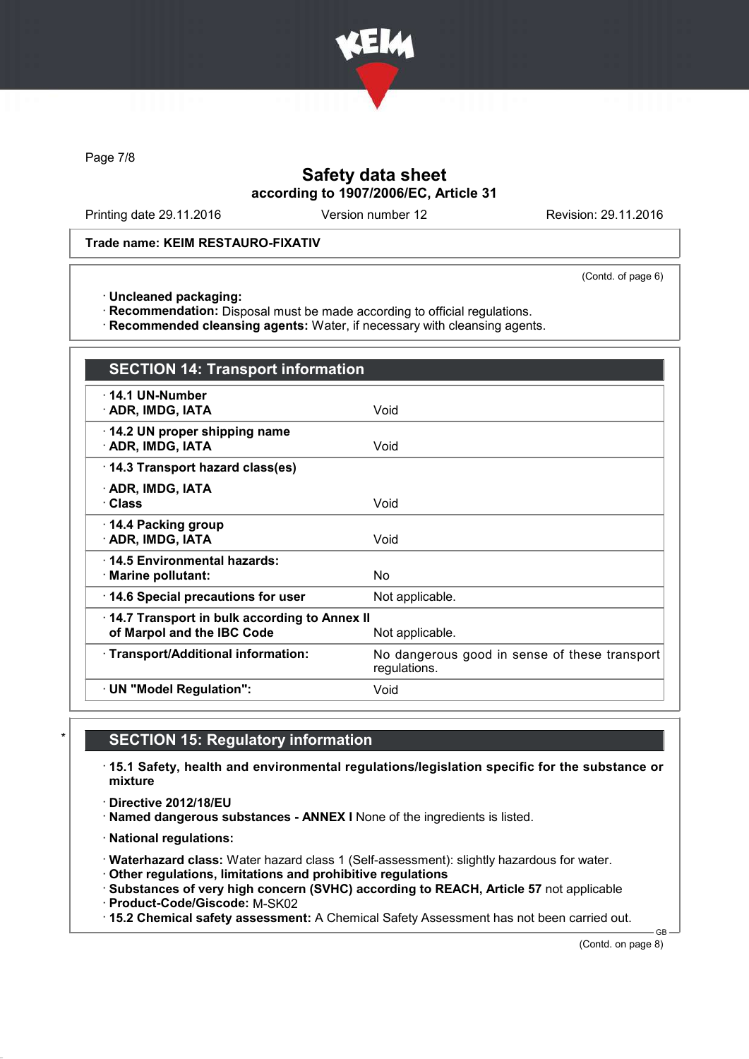Trade name: KEIM RESTAURO-FIXATIV

(Contd. of page 6)

· **Uncleaned packaging:**
· **Recommendation:** Disposal must be made according to official regulations.
· **Recommended cleansing agents:** Water, if necessary with cleansing agents.

## SECTION 14: Transport information

| | |
|---|---|
| · **14.1 UN-Number** · **ADR, IMDG, IATA** | Void |
| · **14.2 UN proper shipping name** · **ADR, IMDG, IATA** | Void |
| · **14.3 Transport hazard class(es)** · **ADR, IMDG, IATA** · **Class** | Void |
| · **14.4 Packing group** · **ADR, IMDG, IATA** | Void |
| · **14.5 Environmental hazards:** · **Marine pollutant:** | No |
| · **14.6 Special precautions for user** | Not applicable. |
| · **14.7 Transport in bulk according to Annex II of Marpol and the IBC Code** | Not applicable. |
| · **Transport/Additional information:** | No dangerous good in sense of these transport regulations. |
| · **UN "Model Regulation":** | Void |

## * SECTION 15: Regulatory information

· **15.1 Safety, health and environmental regulations/legislation specific for the substance or mixture**

· **Directive 2012/18/EU**
· **Named dangerous substances - ANNEX I** None of the ingredients is listed.

· **National regulations:**

· **Waterhazard class:** Water hazard class 1 (Self-assessment): slightly hazardous for water.
· **Other regulations, limitations and prohibitive regulations**
· **Substances of very high concern (SVHC) according to REACH, Article 57** not applicable
· **Product-Code/Giscode:** M-SK02
· **15.2 Chemical safety assessment:** A Chemical Safety Assessment has not been carried out.

(Contd. on page 8)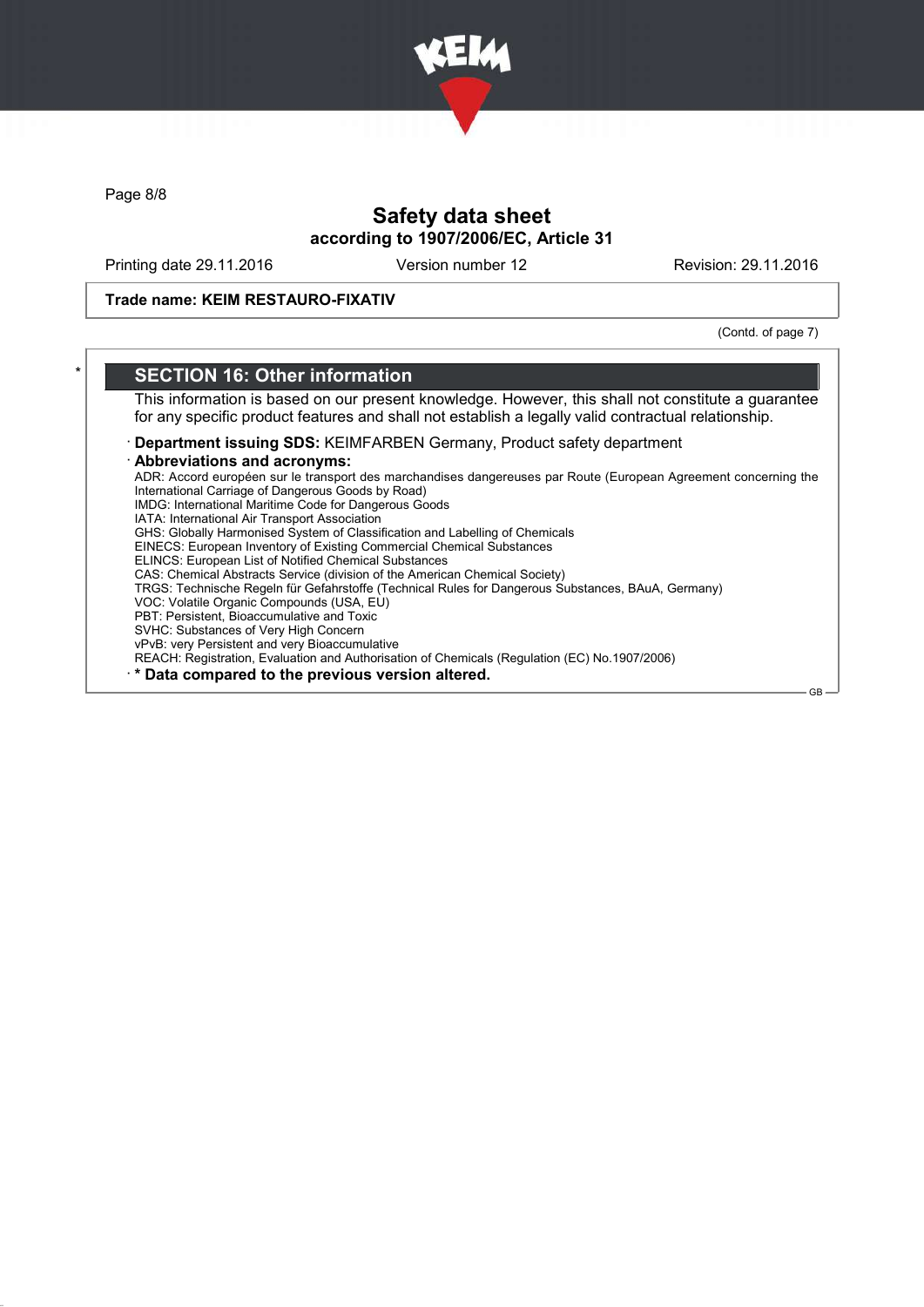## SECTION 16: Other information

This information is based on our present knowledge. However, this shall not constitute a guarantee for any specific product features and shall not establish a legally valid contractual relationship.

· **Department issuing SDS:** KEIMFARBEN Germany, Product safety department

· **Abbreviations and acronyms:**

ADR: Accord européen sur le transport des marchandises dangereuses par Route (European Agreement concerning the International Carriage of Dangerous Goods by Road)
IMDG: International Maritime Code for Dangerous Goods
IATA: International Air Transport Association
GHS: Globally Harmonised System of Classification and Labelling of Chemicals
EINECS: European Inventory of Existing Commercial Chemical Substances
ELINCS: European List of Notified Chemical Substances
CAS: Chemical Abstracts Service (division of the American Chemical Society)
TRGS: Technische Regeln für Gefahrstoffe (Technical Rules for Dangerous Substances, BAuA, Germany)
VOC: Volatile Organic Compounds (USA, EU)
PBT: Persistent, Bioaccumulative and Toxic
SVHC: Substances of Very High Concern
vPvB: very Persistent and very Bioaccumulative
REACH: Registration, Evaluation and Authorisation of Chemicals (Regulation (EC) No.1907/2006)

· **\* Data compared to the previous version altered.**